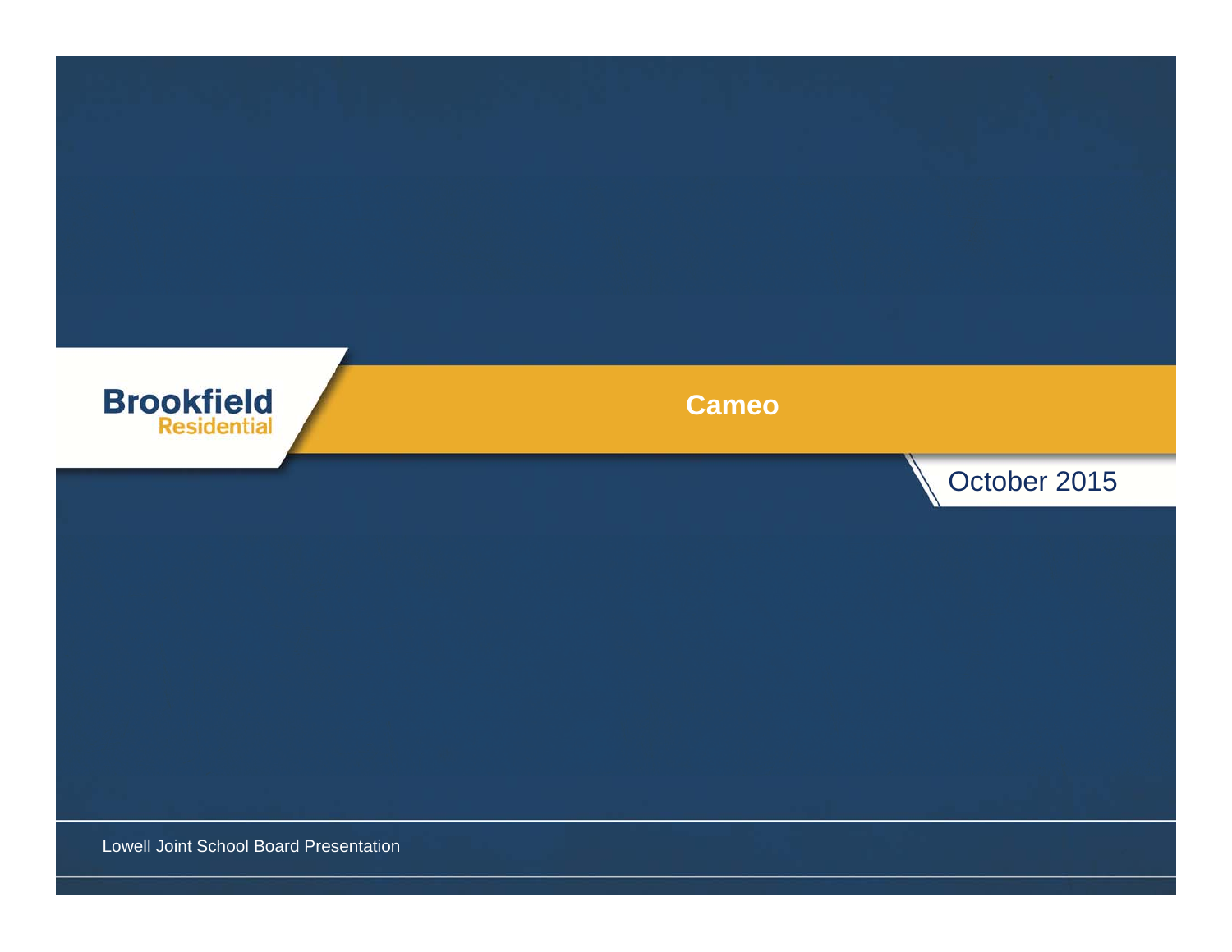Brookfield Residential

# Cameo

October 2015

Lowell Joint School Board Presentation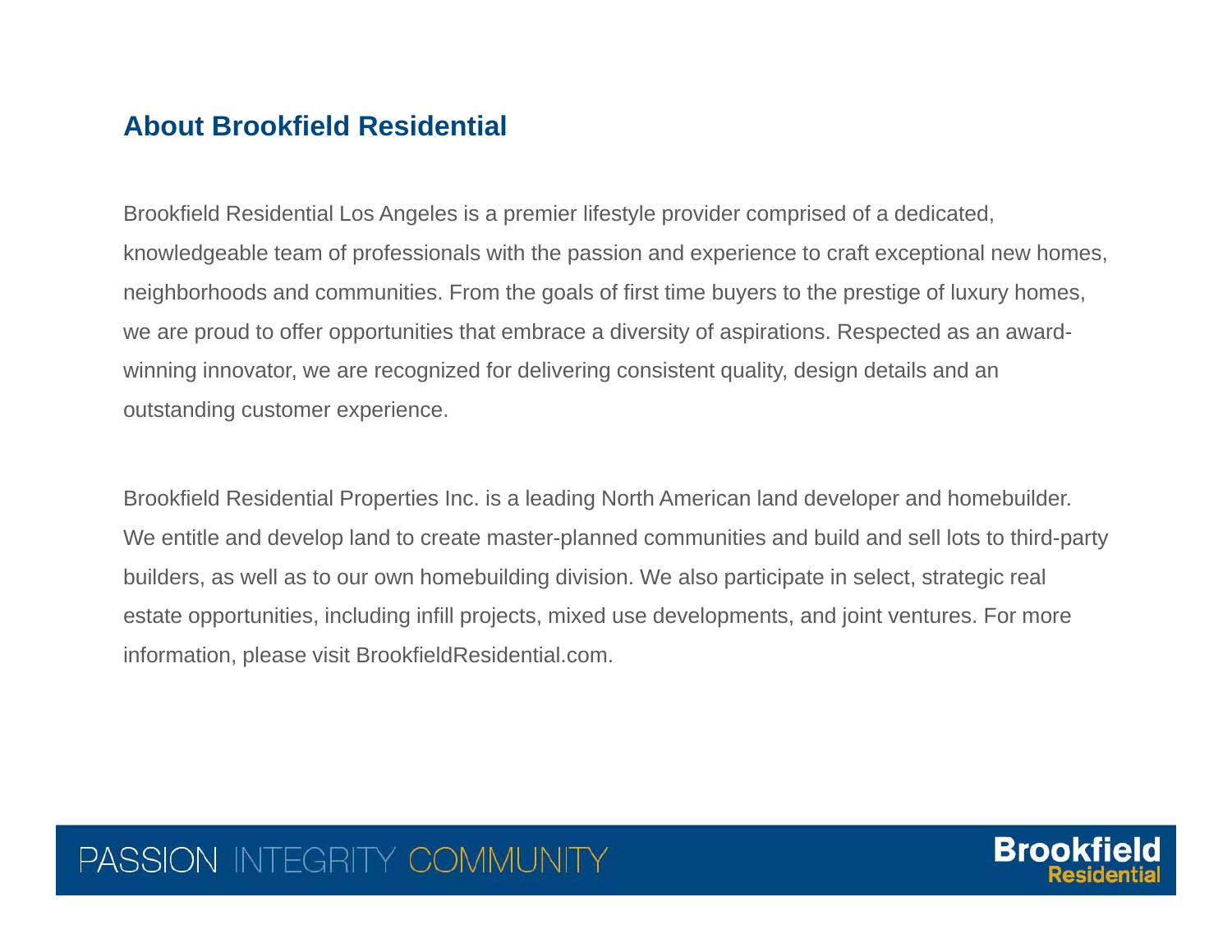## About Brookfield Residential

Brookfield Residential Los Angeles is a premier lifestyle provider comprised of a dedicated, knowledgeable team of professionals with the passion and experience to craft exceptional new homes, neighborhoods and communities. From the goals of first time buyers to the prestige of luxury homes, we are proud to offer opportunities that embrace a diversity of aspirations. Respected as an award-winning innovator, we are recognized for delivering consistent quality, design details and an outstanding customer experience.

Brookfield Residential Properties Inc. is a leading North American land developer and homebuilder. We entitle and develop land to create master-planned communities and build and sell lots to third-party builders, as well as to our own homebuilding division. We also participate in select, strategic real estate opportunities, including infill projects, mixed use developments, and joint ventures. For more information, please visit BrookfieldResidential.com.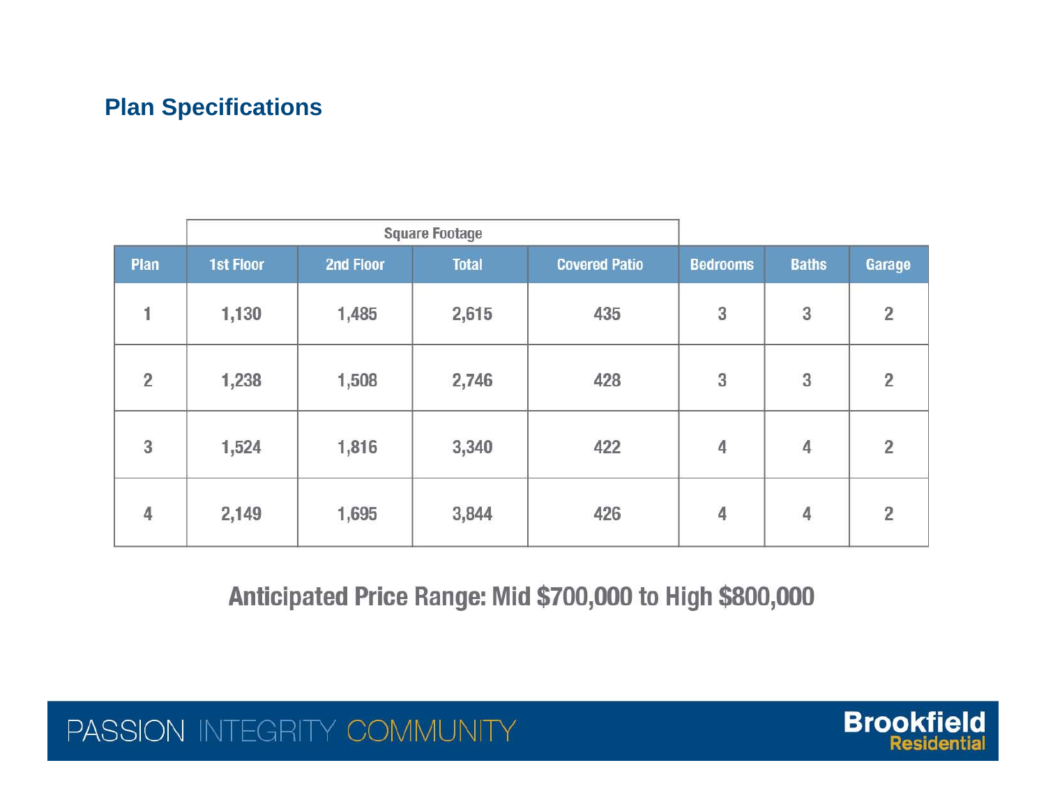## Plan Specifications

| | Square Footage | | | | | | |
|---|---|---|---|---|---|---|---|
| Plan | 1st Floor | 2nd Floor | Total | Covered Patio | Bedrooms | Baths | Garage |
| 1 | 1,130 | 1,485 | 2,615 | 435 | 3 | 3 | 2 |
| 2 | 1,238 | 1,508 | 2,746 | 428 | 3 | 3 | 2 |
| 3 | 1,524 | 1,816 | 3,340 | 422 | 4 | 4 | 2 |
| 4 | 2,149 | 1,695 | 3,844 | 426 | 4 | 4 | 2 |

**Anticipated Price Range: Mid $700,000 to High $800,000**

PASSION INTEGRITY COMMUNITY

Brookfield Residential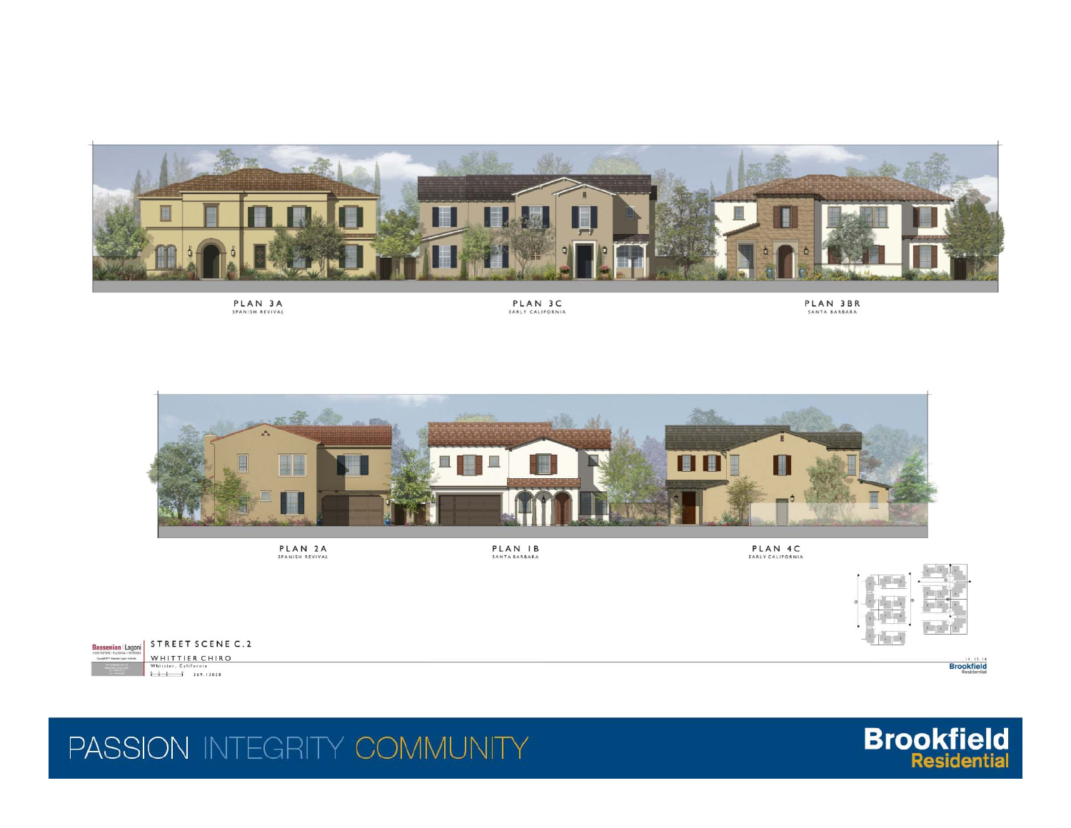PLAN 3A
SPANISH REVIVAL

PLAN 3C
EARLY CALIFORNIA

PLAN 3BR
SANTA BARBARA

PLAN 2A
SPANISH REVIVAL

PLAN 1B
SANTA BARBARA

PLAN 4C
EARLY CALIFORNIA

STREET SCENE C.2

WHITTIER CHIRO

Whittier, California

369.13028

PASSION INTEGRITY COMMUNITY

Brookfield Residential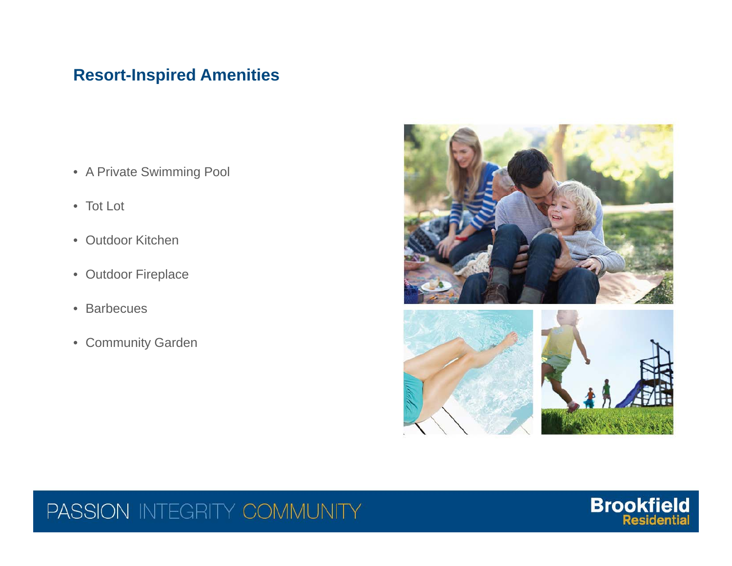## Resort-Inspired Amenities

- A Private Swimming Pool
- Tot Lot
- Outdoor Kitchen
- Outdoor Fireplace
- Barbecues
- Community Garden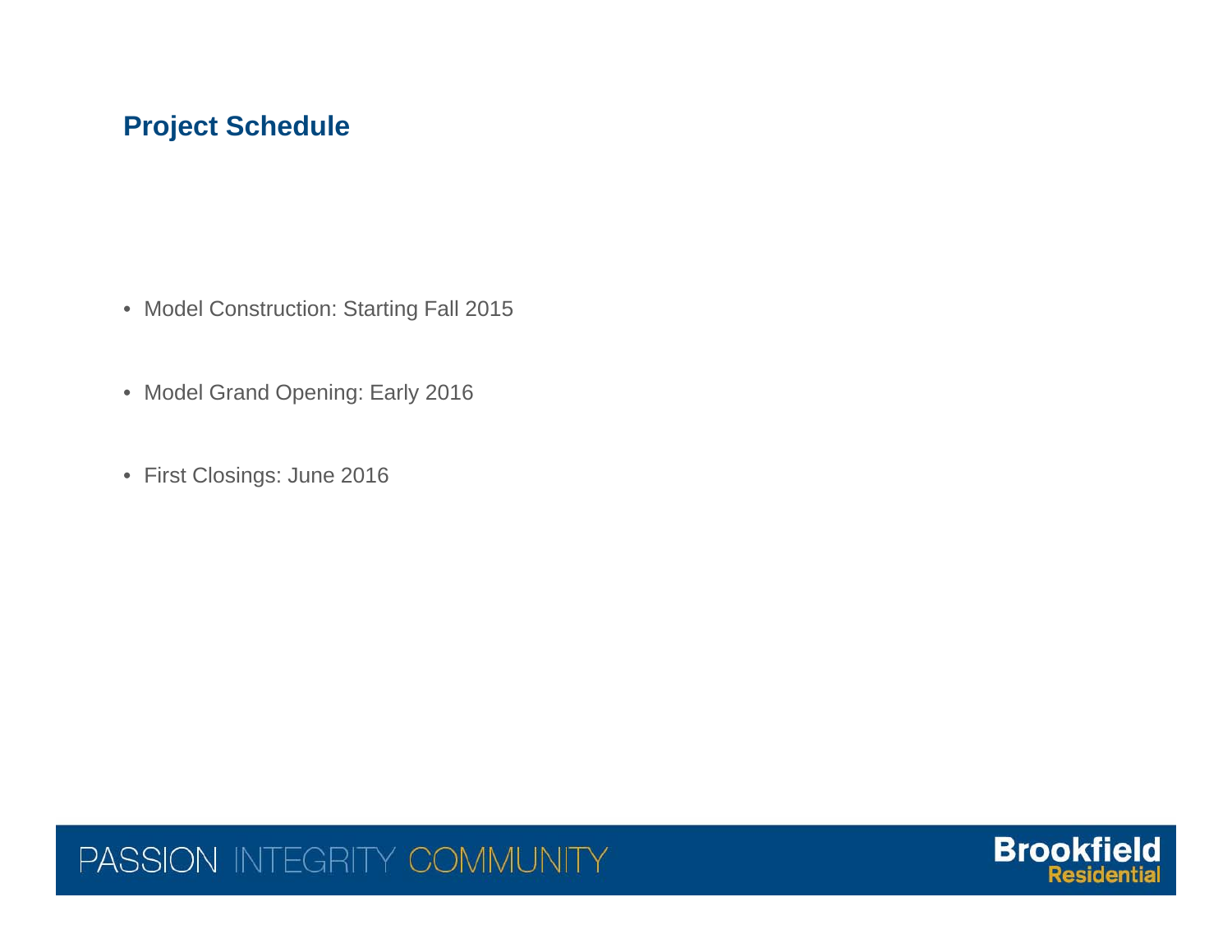## Project Schedule

- Model Construction: Starting Fall 2015
- Model Grand Opening: Early 2016
- First Closings: June 2016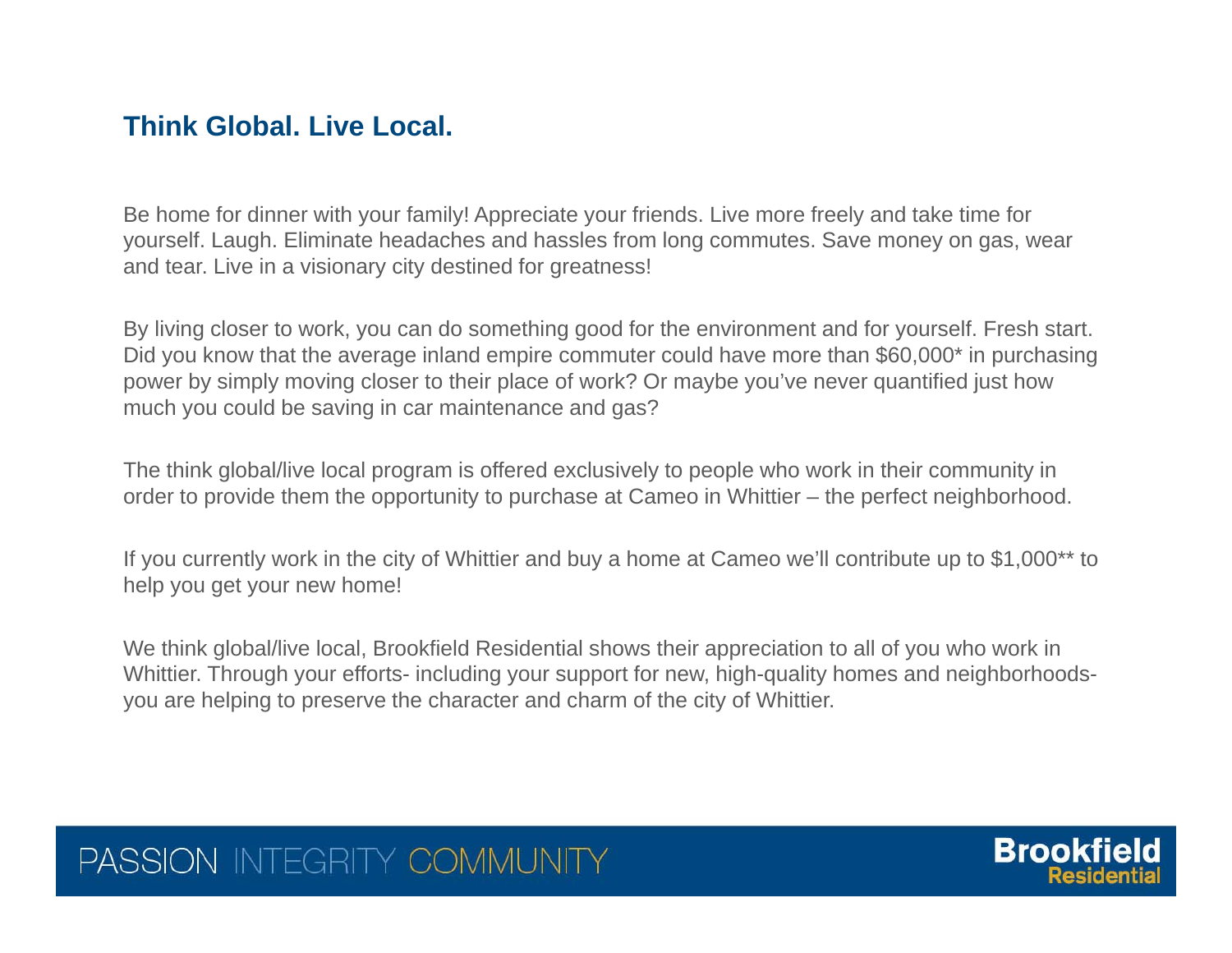## Think Global. Live Local.

Be home for dinner with your family! Appreciate your friends. Live more freely and take time for yourself. Laugh. Eliminate headaches and hassles from long commutes. Save money on gas, wear and tear. Live in a visionary city destined for greatness!

By living closer to work, you can do something good for the environment and for yourself. Fresh start. Did you know that the average inland empire commuter could have more than $60,000* in purchasing power by simply moving closer to their place of work? Or maybe you've never quantified just how much you could be saving in car maintenance and gas?

The think global/live local program is offered exclusively to people who work in their community in order to provide them the opportunity to purchase at Cameo in Whittier – the perfect neighborhood.

If you currently work in the city of Whittier and buy a home at Cameo we'll contribute up to $1,000** to help you get your new home!

We think global/live local, Brookfield Residential shows their appreciation to all of you who work in Whittier. Through your efforts- including your support for new, high-quality homes and neighborhoods- you are helping to preserve the character and charm of the city of Whittier.

PASSION INTEGRITY COMMUNITY

Brookfield Residential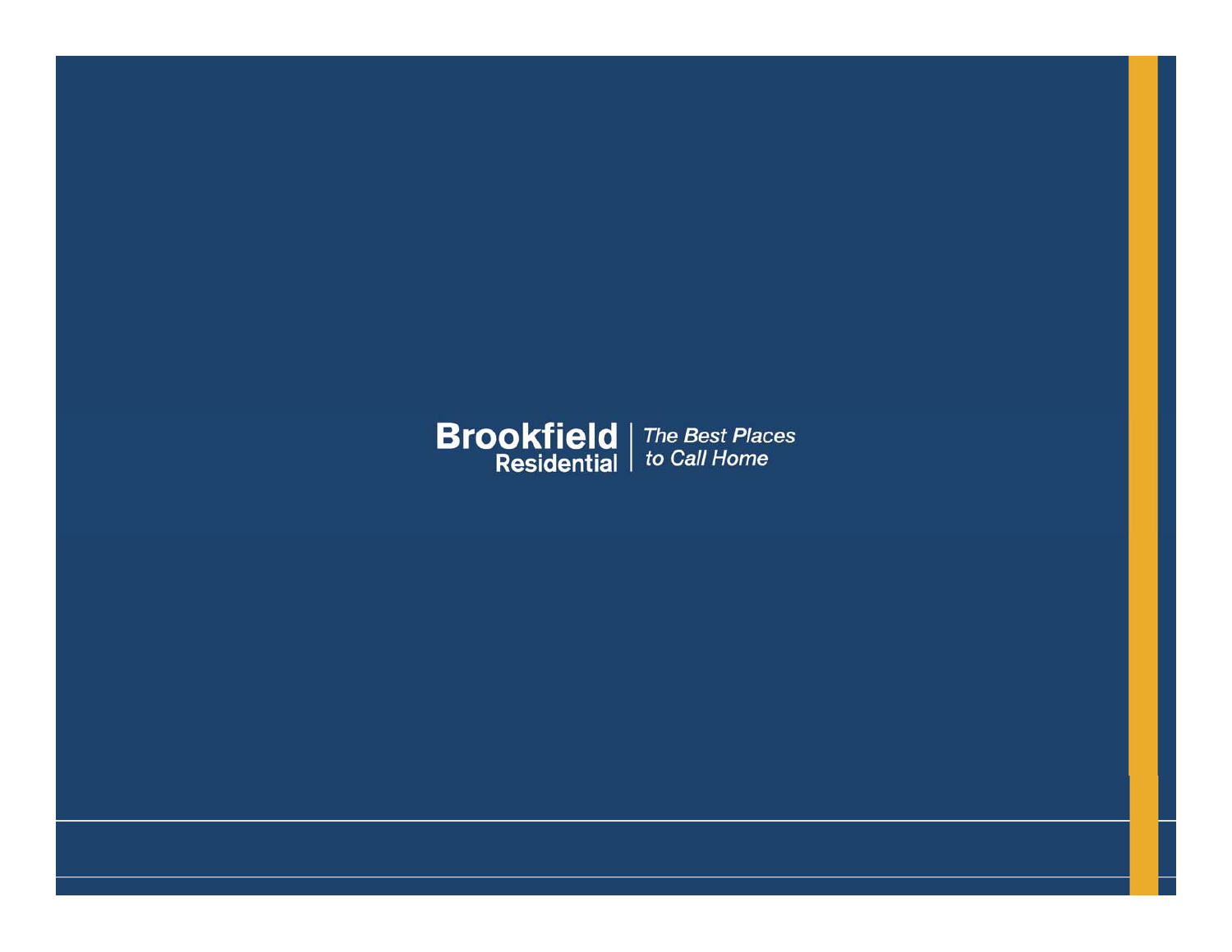**Brookfield**
**Residential**

*The Best Places*
*to Call Home*